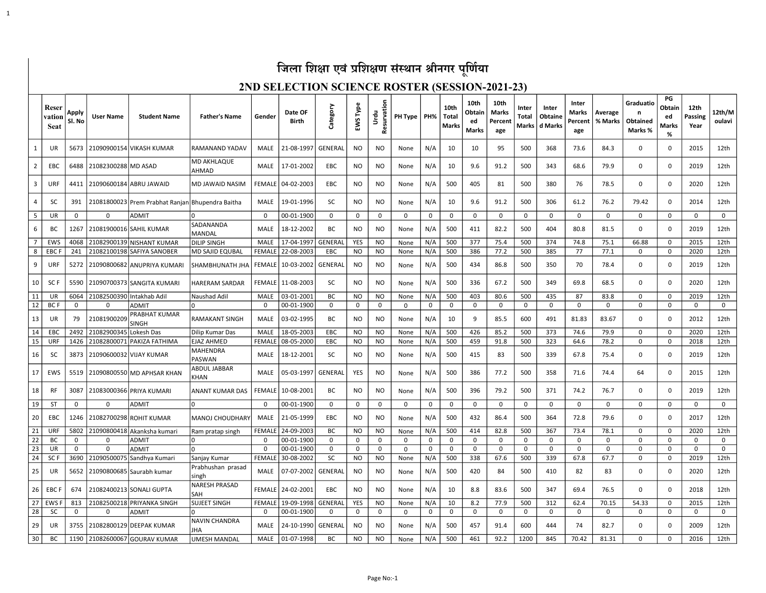# जिला शिक्षा एवं प्रशिक्षण संस्थान श्रीनगर पूर्णिया

## 2ND SELECTION SCIENCE ROSTER (SESSION-2021-23)

| | Reservation Seat | Apply Sl. No | User Name | Student Name | Father's Name | Gender | Date OF Birth | Category | EWS Type | Urdu Resurvation | PH Type | PH% | 10th Total Marks | 10th Obtained Marks | 10th Marks Percentage | Inter Total Marks | Inter Obtained Marks | Inter Marks Percentage | Average % Marks | Graduation Obtained Marks % | PG Obtained Marks % | 12th Passing Year | 12th/Moulavi |
|---|---|---|---|---|---|---|---|---|---|---|---|---|---|---|---|---|---|---|---|---|---|---|---|
| 1 | UR | 5673 | 21090900154 | VIKASH KUMAR | RAMANAND YADAV | MALE | 21-08-1997 | GENERAL | NO | NO | None | N/A | 10 | 10 | 95 | 500 | 368 | 73.6 | 84.3 | 0 | 0 | 2015 | 12th |
| 2 | EBC | 6488 | 21082300288 | MD ASAD | MD AKHLAQUE AHMAD | MALE | 17-01-2002 | EBC | NO | NO | None | N/A | 10 | 9.6 | 91.2 | 500 | 343 | 68.6 | 79.9 | 0 | 0 | 2019 | 12th |
| 3 | URF | 4411 | 21090600184 | ABRU JAWAID | MD JAWAID NASIM | FEMALE | 04-02-2003 | EBC | NO | NO | None | N/A | 500 | 405 | 81 | 500 | 380 | 76 | 78.5 | 0 | 0 | 2020 | 12th |
| 4 | SC | 391 | 21081800023 | Prem Prabhat Ranjan | Bhupendra Baitha | MALE | 19-01-1996 | SC | NO | NO | None | N/A | 10 | 9.6 | 91.2 | 500 | 306 | 61.2 | 76.2 | 79.42 | 0 | 2014 | 12th |
| 5 | UR | 0 | 0 | ADMIT | 0 | 0 | 00-01-1900 | 0 | 0 | 0 | 0 | 0 | 0 | 0 | 0 | 0 | 0 | 0 | 0 | 0 | 0 | 0 | 0 |
| 6 | BC | 1267 | 21081900016 | SAHIL KUMAR | SADANANDA MANDAL | MALE | 18-12-2002 | BC | NO | NO | None | N/A | 500 | 411 | 82.2 | 500 | 404 | 80.8 | 81.5 | 0 | 0 | 2019 | 12th |
| 7 | EWS | 4068 | 21082900139 | NISHANT KUMAR | DILIP SINGH | MALE | 17-04-1997 | GENERAL | YES | NO | None | N/A | 500 | 377 | 75.4 | 500 | 374 | 74.8 | 75.1 | 66.88 | 0 | 2015 | 12th |
| 8 | EBC F | 241 | 21082100198 | SAFIYA SANOBER | MD SAJID EQUBAL | FEMALE | 22-08-2003 | EBC | NO | NO | None | N/A | 500 | 386 | 77.2 | 500 | 385 | 77 | 77.1 | 0 | 0 | 2020 | 12th |
| 9 | URF | 5272 | 21090800682 | ANUPRIYA KUMARI | SHAMBHUNATH JHA | FEMALE | 10-03-2002 | GENERAL | NO | NO | None | N/A | 500 | 434 | 86.8 | 500 | 350 | 70 | 78.4 | 0 | 0 | 2019 | 12th |
| 10 | SC F | 5590 | 21090700373 | SANGITA KUMARI | HARERAM SARDAR | FEMALE | 11-08-2003 | SC | NO | NO | None | N/A | 500 | 336 | 67.2 | 500 | 349 | 69.8 | 68.5 | 0 | 0 | 2020 | 12th |
| 11 | UR | 6064 | 21082500390 | Intakhab Adil | Naushad Adil | MALE | 03-01-2001 | BC | NO | NO | None | N/A | 500 | 403 | 80.6 | 500 | 435 | 87 | 83.8 | 0 | 0 | 2019 | 12th |
| 12 | BC F | 0 | 0 | ADMIT | 0 | 0 | 00-01-1900 | 0 | 0 | 0 | 0 | 0 | 0 | 0 | 0 | 0 | 0 | 0 | 0 | 0 | 0 | 0 | 0 |
| 13 | UR | 79 | 21081900209 | PRABHAT KUMAR SINGH | RAMAKANT SINGH | MALE | 03-02-1995 | BC | NO | NO | None | N/A | 10 | 9 | 85.5 | 600 | 491 | 81.83 | 83.67 | 0 | 0 | 2012 | 12th |
| 14 | EBC | 2492 | 21082900345 | Lokesh Das | Dilip Kumar Das | MALE | 18-05-2003 | EBC | NO | NO | None | N/A | 500 | 426 | 85.2 | 500 | 373 | 74.6 | 79.9 | 0 | 0 | 2020 | 12th |
| 15 | URF | 1426 | 21082800071 | PAKIZA FATHIMA | EJAZ AHMED | FEMALE | 08-05-2000 | EBC | NO | NO | None | N/A | 500 | 459 | 91.8 | 500 | 323 | 64.6 | 78.2 | 0 | 0 | 2018 | 12th |
| 16 | SC | 3873 | 21090600032 | VIJAY KUMAR | MAHENDRA PASWAN | MALE | 18-12-2001 | SC | NO | NO | None | N/A | 500 | 415 | 83 | 500 | 339 | 67.8 | 75.4 | 0 | 0 | 2019 | 12th |
| 17 | EWS | 5519 | 21090800550 | MD APHSAR KHAN | ABDUL JABBAR KHAN | MALE | 05-03-1997 | GENERAL | YES | NO | None | N/A | 500 | 386 | 77.2 | 500 | 358 | 71.6 | 74.4 | 64 | 0 | 2015 | 12th |
| 18 | RF | 3087 | 21083000366 | PRIYA KUMARI | ANANT KUMAR DAS | FEMALE | 10-08-2001 | BC | NO | NO | None | N/A | 500 | 396 | 79.2 | 500 | 371 | 74.2 | 76.7 | 0 | 0 | 2019 | 12th |
| 19 | ST | 0 | 0 | ADMIT | 0 | 0 | 00-01-1900 | 0 | 0 | 0 | 0 | 0 | 0 | 0 | 0 | 0 | 0 | 0 | 0 | 0 | 0 | 0 | 0 |
| 20 | EBC | 1246 | 21082700298 | ROHIT KUMAR | MANOJ CHOUDHARY | MALE | 21-05-1999 | EBC | NO | NO | None | N/A | 500 | 432 | 86.4 | 500 | 364 | 72.8 | 79.6 | 0 | 0 | 2017 | 12th |
| 21 | URF | 5802 | 21090800418 | Akanksha kumari | Ram pratap singh | FEMALE | 24-09-2003 | BC | NO | NO | None | N/A | 500 | 414 | 82.8 | 500 | 367 | 73.4 | 78.1 | 0 | 0 | 2020 | 12th |
| 22 | BC | 0 | 0 | ADMIT | 0 | 0 | 00-01-1900 | 0 | 0 | 0 | 0 | 0 | 0 | 0 | 0 | 0 | 0 | 0 | 0 | 0 | 0 | 0 | 0 |
| 23 | UR | 0 | 0 | ADMIT | 0 | 0 | 00-01-1900 | 0 | 0 | 0 | 0 | 0 | 0 | 0 | 0 | 0 | 0 | 0 | 0 | 0 | 0 | 0 | 0 |
| 24 | SC F | 3690 | 21090500075 | Sandhya Kumari | Sanjay Kumar | FEMALE | 30-08-2002 | SC | NO | NO | None | N/A | 500 | 338 | 67.6 | 500 | 339 | 67.8 | 67.7 | 0 | 0 | 2019 | 12th |
| 25 | UR | 5652 | 21090800685 | Saurabh kumar | Prabhushan prasad singh | MALE | 07-07-2002 | GENERAL | NO | NO | None | N/A | 500 | 420 | 84 | 500 | 410 | 82 | 83 | 0 | 0 | 2020 | 12th |
| 26 | EBC F | 674 | 21082400213 | SONALI GUPTA | NARESH PRASAD SAH | FEMALE | 24-02-2001 | EBC | NO | NO | None | N/A | 10 | 8.8 | 83.6 | 500 | 347 | 69.4 | 76.5 | 0 | 0 | 2018 | 12th |
| 27 | EWS F | 813 | 21082500218 | PRIYANKA SINGH | SUJEET SINGH | FEMALE | 19-09-1998 | GENERAL | YES | NO | None | N/A | 10 | 8.2 | 77.9 | 500 | 312 | 62.4 | 70.15 | 54.33 | 0 | 2015 | 12th |
| 28 | SC | 0 | 0 | ADMIT | 0 | 0 | 00-01-1900 | 0 | 0 | 0 | 0 | 0 | 0 | 0 | 0 | 0 | 0 | 0 | 0 | 0 | 0 | 0 | 0 |
| 29 | UR | 3755 | 21082800129 | DEEPAK KUMAR | NAVIN CHANDRA JHA | MALE | 24-10-1990 | GENERAL | NO | NO | None | N/A | 500 | 457 | 91.4 | 600 | 444 | 74 | 82.7 | 0 | 0 | 2009 | 12th |
| 30 | BC | 1190 | 21082600067 | GOURAV KUMAR | UMESH MANDAL | MALE | 01-07-1998 | BC | NO | NO | None | N/A | 500 | 461 | 92.2 | 1200 | 845 | 70.42 | 81.31 | 0 | 0 | 2016 | 12th |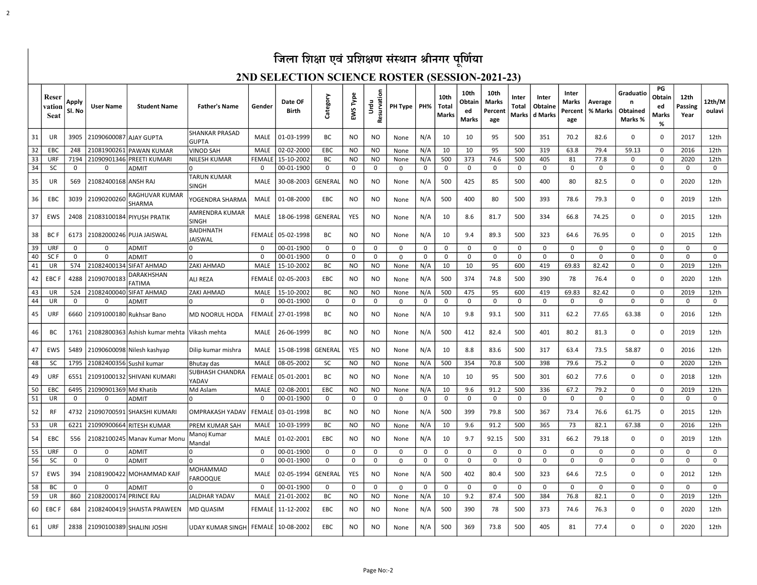# जिला शिक्षा एवं प्रशिक्षण संस्थान श्रीनगर पूर्णिया

## 2ND SELECTION SCIENCE ROSTER (SESSION-2021-23)

| | Reservation Seat | Apply Sl. No | User Name | Student Name | Father's Name | Gender | Date OF Birth | Category | EWS Type | Urdu Resurvation | PH Type | PH% | 10th Total Marks | 10th Obtained Marks | 10th Marks Percentage | Inter Total Marks | Inter Obtained Marks | Inter Marks Percentage | Average % Marks | Graduation Obtained Marks % | PG Obtained Marks % | 12th Passing Year | 12th/Moulavi |
|---|---|---|---|---|---|---|---|---|---|---|---|---|---|---|---|---|---|---|---|---|---|---|---|
| 31 | UR | 3905 | 21090600087 | AJAY GUPTA | SHANKAR PRASAD GUPTA | MALE | 01-03-1999 | BC | NO | NO | None | N/A | 10 | 10 | 95 | 500 | 351 | 70.2 | 82.6 | 0 | 0 | 2017 | 12th |
| 32 | EBC | 248 | 21081900261 | PAWAN KUMAR | VINOD SAH | MALE | 02-02-2000 | EBC | NO | NO | None | N/A | 10 | 10 | 95 | 500 | 319 | 63.8 | 79.4 | 59.13 | 0 | 2016 | 12th |
| 33 | URF | 7194 | 21090901346 | PREETI KUMARI | NILESH KUMAR | FEMALE | 15-10-2002 | BC | NO | NO | None | N/A | 500 | 373 | 74.6 | 500 | 405 | 81 | 77.8 | 0 | 0 | 2020 | 12th |
| 34 | SC | 0 | 0 | ADMIT | 0 | 0 | 00-01-1900 | 0 | 0 | 0 | 0 | 0 | 0 | 0 | 0 | 0 | 0 | 0 | 0 | 0 | 0 | 0 | 0 |
| 35 | UR | 569 | 21082400168 | ANSH RAJ | TARUN KUMAR SINGH | MALE | 30-08-2003 | GENERAL | NO | NO | None | N/A | 500 | 425 | 85 | 500 | 400 | 80 | 82.5 | 0 | 0 | 2020 | 12th |
| 36 | EBC | 3039 | 21090200260 | RAGHUVAR KUMAR SHARMA | YOGENDRA SHARMA | MALE | 01-08-2000 | EBC | NO | NO | None | N/A | 500 | 400 | 80 | 500 | 393 | 78.6 | 79.3 | 0 | 0 | 2019 | 12th |
| 37 | EWS | 2408 | 21083100184 | PIYUSH PRATIK | AMRENDRA KUMAR SINGH | MALE | 18-06-1998 | GENERAL | YES | NO | None | N/A | 10 | 8.6 | 81.7 | 500 | 334 | 66.8 | 74.25 | 0 | 0 | 2015 | 12th |
| 38 | BC F | 6173 | 21082000246 | PUJA JAISWAL | BAIDHNATH JAISWAL | FEMALE | 05-02-1998 | BC | NO | NO | None | N/A | 10 | 9.4 | 89.3 | 500 | 323 | 64.6 | 76.95 | 0 | 0 | 2015 | 12th |
| 39 | URF | 0 | 0 | ADMIT | 0 | 0 | 00-01-1900 | 0 | 0 | 0 | 0 | 0 | 0 | 0 | 0 | 0 | 0 | 0 | 0 | 0 | 0 | 0 | 0 |
| 40 | SC F | 0 | 0 | ADMIT | 0 | 0 | 00-01-1900 | 0 | 0 | 0 | 0 | 0 | 0 | 0 | 0 | 0 | 0 | 0 | 0 | 0 | 0 | 0 | 0 |
| 41 | UR | 574 | 21082400134 | SIFAT AHMAD | ZAKI AHMAD | MALE | 15-10-2002 | BC | NO | NO | None | N/A | 10 | 10 | 95 | 600 | 419 | 69.83 | 82.42 | 0 | 0 | 2019 | 12th |
| 42 | EBC F | 4288 | 21090700183 | DARAKHSHAN FATIMA | ALI REZA | FEMALE | 02-05-2003 | EBC | NO | NO | None | N/A | 500 | 374 | 74.8 | 500 | 390 | 78 | 76.4 | 0 | 0 | 2020 | 12th |
| 43 | UR | 524 | 21082400040 | SIFAT AHMAD | ZAKI AHMAD | MALE | 15-10-2002 | BC | NO | NO | None | N/A | 500 | 475 | 95 | 600 | 419 | 69.83 | 82.42 | 0 | 0 | 2019 | 12th |
| 44 | UR | 0 | 0 | ADMIT | 0 | 0 | 00-01-1900 | 0 | 0 | 0 | 0 | 0 | 0 | 0 | 0 | 0 | 0 | 0 | 0 | 0 | 0 | 0 | 0 |
| 45 | URF | 6660 | 21091000180 | Rukhsar Bano | MD NOORUL HODA | FEMALE | 27-01-1998 | BC | NO | NO | None | N/A | 10 | 9.8 | 93.1 | 500 | 311 | 62.2 | 77.65 | 63.38 | 0 | 2016 | 12th |
| 46 | BC | 1761 | 21082800363 | Ashish kumar mehta | Vikash mehta | MALE | 26-06-1999 | BC | NO | NO | None | N/A | 500 | 412 | 82.4 | 500 | 401 | 80.2 | 81.3 | 0 | 0 | 2019 | 12th |
| 47 | EWS | 5489 | 21090600098 | Nilesh kashyap | Dilip kumar mishra | MALE | 15-08-1998 | GENERAL | YES | NO | None | N/A | 10 | 8.8 | 83.6 | 500 | 317 | 63.4 | 73.5 | 58.87 | 0 | 2016 | 12th |
| 48 | SC | 1795 | 21082400356 | Sushil kumar | Bhutay das | MALE | 08-05-2002 | SC | NO | NO | None | N/A | 500 | 354 | 70.8 | 500 | 398 | 79.6 | 75.2 | 0 | 0 | 2020 | 12th |
| 49 | URF | 6551 | 21091000132 | SHIVANI KUMARI | SUBHASH CHANDRA YADAV | FEMALE | 05-01-2001 | BC | NO | NO | None | N/A | 10 | 10 | 95 | 500 | 301 | 60.2 | 77.6 | 0 | 0 | 2018 | 12th |
| 50 | EBC | 6495 | 21090901369 | Md Khatib | Md Aslam | MALE | 02-08-2001 | EBC | NO | NO | None | N/A | 10 | 9.6 | 91.2 | 500 | 336 | 67.2 | 79.2 | 0 | 0 | 2019 | 12th |
| 51 | UR | 0 | 0 | ADMIT | 0 | 0 | 00-01-1900 | 0 | 0 | 0 | 0 | 0 | 0 | 0 | 0 | 0 | 0 | 0 | 0 | 0 | 0 | 0 | 0 |
| 52 | RF | 4732 | 21090700591 | SHAKSHI KUMARI | OMPRAKASH YADAV | FEMALE | 03-01-1998 | BC | NO | NO | None | N/A | 500 | 399 | 79.8 | 500 | 367 | 73.4 | 76.6 | 61.75 | 0 | 2015 | 12th |
| 53 | UR | 6221 | 21090900664 | RITESH KUMAR | PREM KUMAR SAH | MALE | 10-03-1999 | BC | NO | NO | None | N/A | 10 | 9.6 | 91.2 | 500 | 365 | 73 | 82.1 | 67.38 | 0 | 2016 | 12th |
| 54 | EBC | 556 | 21082100245 | Manav Kumar Monu | Manoj Kumar Mandal | MALE | 01-02-2001 | EBC | NO | NO | None | N/A | 10 | 9.7 | 92.15 | 500 | 331 | 66.2 | 79.18 | 0 | 0 | 2019 | 12th |
| 55 | URF | 0 | 0 | ADMIT | 0 | 0 | 00-01-1900 | 0 | 0 | 0 | 0 | 0 | 0 | 0 | 0 | 0 | 0 | 0 | 0 | 0 | 0 | 0 | 0 |
| 56 | SC | 0 | 0 | ADMIT | 0 | 0 | 00-01-1900 | 0 | 0 | 0 | 0 | 0 | 0 | 0 | 0 | 0 | 0 | 0 | 0 | 0 | 0 | 0 | 0 |
| 57 | EWS | 394 | 21081900422 | MOHAMMAD KAIF | MOHAMMAD FAROOQUE | MALE | 02-05-1994 | GENERAL | YES | NO | None | N/A | 500 | 402 | 80.4 | 500 | 323 | 64.6 | 72.5 | 0 | 0 | 2012 | 12th |
| 58 | BC | 0 | 0 | ADMIT | 0 | 0 | 00-01-1900 | 0 | 0 | 0 | 0 | 0 | 0 | 0 | 0 | 0 | 0 | 0 | 0 | 0 | 0 | 0 | 0 |
| 59 | UR | 860 | 21082000174 | PRINCE RAJ | JALDHAR YADAV | MALE | 21-01-2002 | BC | NO | NO | None | N/A | 10 | 9.2 | 87.4 | 500 | 384 | 76.8 | 82.1 | 0 | 0 | 2019 | 12th |
| 60 | EBC F | 684 | 21082400419 | SHAISTA PRAWEEN | MD QUASIM | FEMALE | 11-12-2002 | EBC | NO | NO | None | N/A | 500 | 390 | 78 | 500 | 373 | 74.6 | 76.3 | 0 | 0 | 2020 | 12th |
| 61 | URF | 2838 | 21090100389 | SHALINI JOSHI | UDAY KUMAR SINGH | FEMALE | 10-08-2002 | EBC | NO | NO | None | N/A | 500 | 369 | 73.8 | 500 | 405 | 81 | 77.4 | 0 | 0 | 2020 | 12th |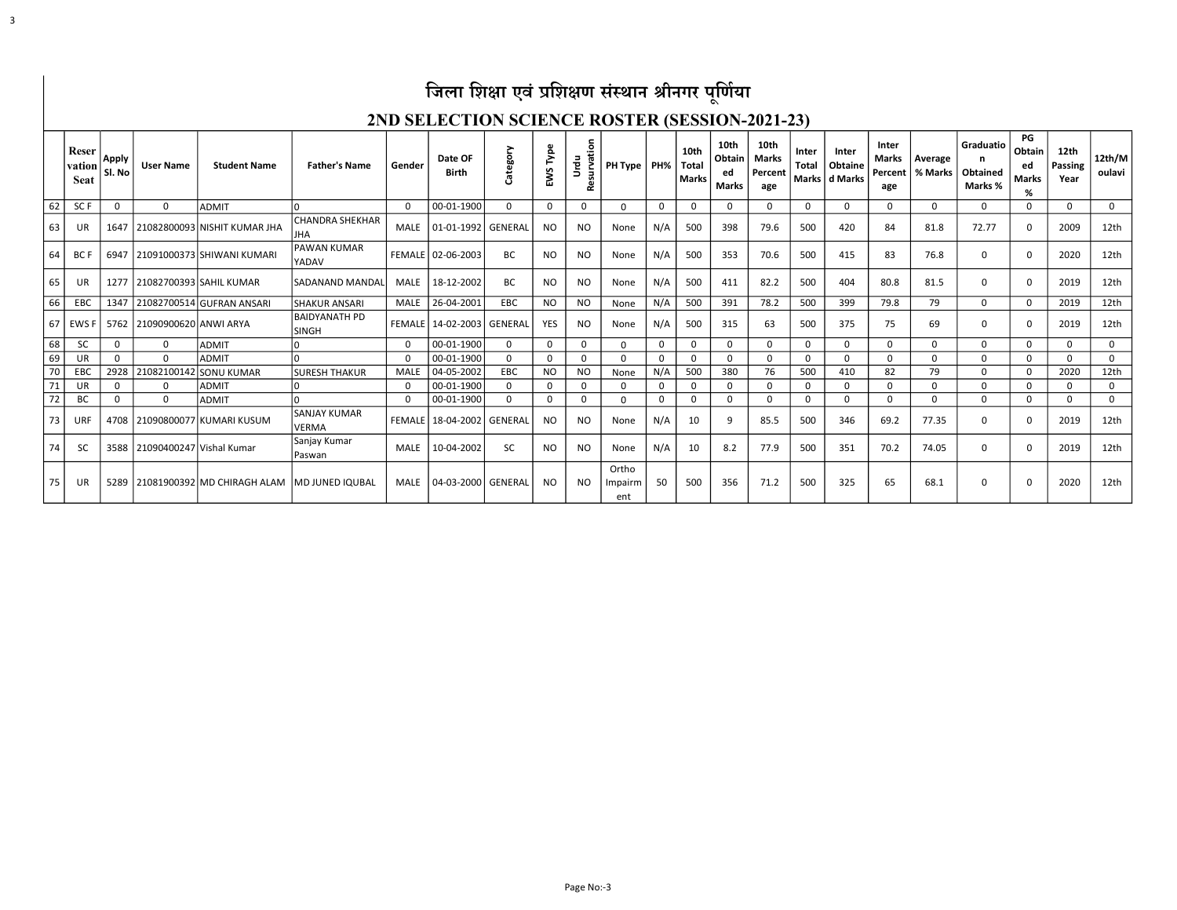# जिला शिक्षा एवं प्रशिक्षण संस्थान श्रीनगर पूर्णिया

## 2ND SELECTION SCIENCE ROSTER (SESSION-2021-23)

| | Reservation Seat | Apply Sl. No | User Name | Student Name | Father's Name | Gender | Date OF Birth | Category | EWS Type | Urdu Resurvation | PH Type | PH% | 10th Total Marks | 10th Obtained Marks | 10th Marks Percentage | Inter Total Marks | Inter Obtained Marks | Inter Marks Percentage | Average % Marks | Graduation Obtained Marks % | PG Obtained Marks % | 12th Passing Year | 12th/Moulavi |
|---|---|---|---|---|---|---|---|---|---|---|---|---|---|---|---|---|---|---|---|---|---|---|---|
| 62 | SC F | 0 | 0 | ADMIT | 0 | 0 | 00-01-1900 | 0 | 0 | 0 | 0 | 0 | 0 | 0 | 0 | 0 | 0 | 0 | 0 | 0 | 0 | 0 | 0 |
| 63 | UR | 1647 | 21082800093 | NISHIT KUMAR JHA | CHANDRA SHEKHAR JHA | MALE | 01-01-1992 | GENERAL | NO | NO | None | N/A | 500 | 398 | 79.6 | 500 | 420 | 84 | 81.8 | 72.77 | 0 | 2009 | 12th |
| 64 | BC F | 6947 | 21091000373 | SHIWANI KUMARI | PAWAN KUMAR YADAV | FEMALE | 02-06-2003 | BC | NO | NO | None | N/A | 500 | 353 | 70.6 | 500 | 415 | 83 | 76.8 | 0 | 0 | 2020 | 12th |
| 65 | UR | 1277 | 21082700393 | SAHIL KUMAR | SADANAND MANDAL | MALE | 18-12-2002 | BC | NO | NO | None | N/A | 500 | 411 | 82.2 | 500 | 404 | 80.8 | 81.5 | 0 | 0 | 2019 | 12th |
| 66 | EBC | 1347 | 21082700514 | GUFRAN ANSARI | SHAKUR ANSARI | MALE | 26-04-2001 | EBC | NO | NO | None | N/A | 500 | 391 | 78.2 | 500 | 399 | 79.8 | 79 | 0 | 0 | 2019 | 12th |
| 67 | EWS F | 5762 | 21090900620 | ANWI ARYA | BAIDYANATH PD SINGH | FEMALE | 14-02-2003 | GENERAL | YES | NO | None | N/A | 500 | 315 | 63 | 500 | 375 | 75 | 69 | 0 | 0 | 2019 | 12th |
| 68 | SC | 0 | 0 | ADMIT | 0 | 0 | 00-01-1900 | 0 | 0 | 0 | 0 | 0 | 0 | 0 | 0 | 0 | 0 | 0 | 0 | 0 | 0 | 0 | 0 |
| 69 | UR | 0 | 0 | ADMIT | 0 | 0 | 00-01-1900 | 0 | 0 | 0 | 0 | 0 | 0 | 0 | 0 | 0 | 0 | 0 | 0 | 0 | 0 | 0 | 0 |
| 70 | EBC | 2928 | 21082100142 | SONU KUMAR | SURESH THAKUR | MALE | 04-05-2002 | EBC | NO | NO | None | N/A | 500 | 380 | 76 | 500 | 410 | 82 | 79 | 0 | 0 | 2020 | 12th |
| 71 | UR | 0 | 0 | ADMIT | 0 | 0 | 00-01-1900 | 0 | 0 | 0 | 0 | 0 | 0 | 0 | 0 | 0 | 0 | 0 | 0 | 0 | 0 | 0 | 0 |
| 72 | BC | 0 | 0 | ADMIT | 0 | 0 | 00-01-1900 | 0 | 0 | 0 | 0 | 0 | 0 | 0 | 0 | 0 | 0 | 0 | 0 | 0 | 0 | 0 | 0 |
| 73 | URF | 4708 | 21090800077 | KUMARI KUSUM | SANJAY KUMAR VERMA | FEMALE | 18-04-2002 | GENERAL | NO | NO | None | N/A | 10 | 9 | 85.5 | 500 | 346 | 69.2 | 77.35 | 0 | 0 | 2019 | 12th |
| 74 | SC | 3588 | 21090400247 | Vishal Kumar | Sanjay Kumar Paswan | MALE | 10-04-2002 | SC | NO | NO | None | N/A | 10 | 8.2 | 77.9 | 500 | 351 | 70.2 | 74.05 | 0 | 0 | 2019 | 12th |
| 75 | UR | 5289 | 21081900392 | MD CHIRAGH ALAM | MD JUNED IQUBAL | MALE | 04-03-2000 | GENERAL | NO | NO | Ortho Impairment | 50 | 500 | 356 | 71.2 | 500 | 325 | 65 | 68.1 | 0 | 0 | 2020 | 12th |